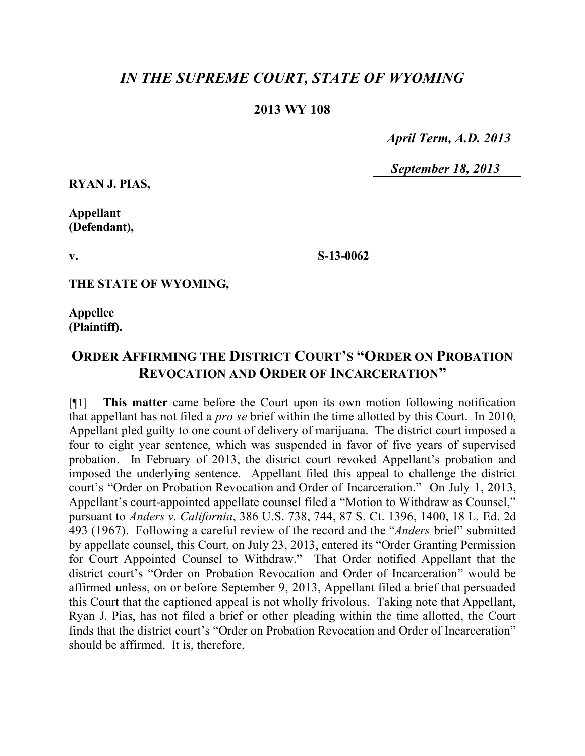# *IN THE SUPREME COURT, STATE OF WYOMING*

**2013 WY 108**

*April Term, A.D. 2013*

*September 18, 2013*

**RYAN J. PIAS,**

**Appellant (Defendant),**

**v.**

**S-13-0062**

**THE STATE OF WYOMING,**

**Appellee (Plaintiff).**

## ORDER AFFIRMING THE DISTRICT COURT'S "ORDER ON PROBATION REVOCATION AND ORDER OF INCARCERATION"

[¶1] **This matter** came before the Court upon its own motion following notification that appellant has not filed a *pro se* brief within the time allotted by this Court. In 2010, Appellant pled guilty to one count of delivery of marijuana. The district court imposed a four to eight year sentence, which was suspended in favor of five years of supervised probation. In February of 2013, the district court revoked Appellant's probation and imposed the underlying sentence. Appellant filed this appeal to challenge the district court's "Order on Probation Revocation and Order of Incarceration." On July 1, 2013, Appellant's court-appointed appellate counsel filed a "Motion to Withdraw as Counsel," pursuant to *Anders v. California*, 386 U.S. 738, 744, 87 S. Ct. 1396, 1400, 18 L. Ed. 2d 493 (1967). Following a careful review of the record and the "*Anders* brief" submitted by appellate counsel, this Court, on July 23, 2013, entered its "Order Granting Permission for Court Appointed Counsel to Withdraw." That Order notified Appellant that the district court's "Order on Probation Revocation and Order of Incarceration" would be affirmed unless, on or before September 9, 2013, Appellant filed a brief that persuaded this Court that the captioned appeal is not wholly frivolous. Taking note that Appellant, Ryan J. Pias, has not filed a brief or other pleading within the time allotted, the Court finds that the district court's "Order on Probation Revocation and Order of Incarceration" should be affirmed. It is, therefore,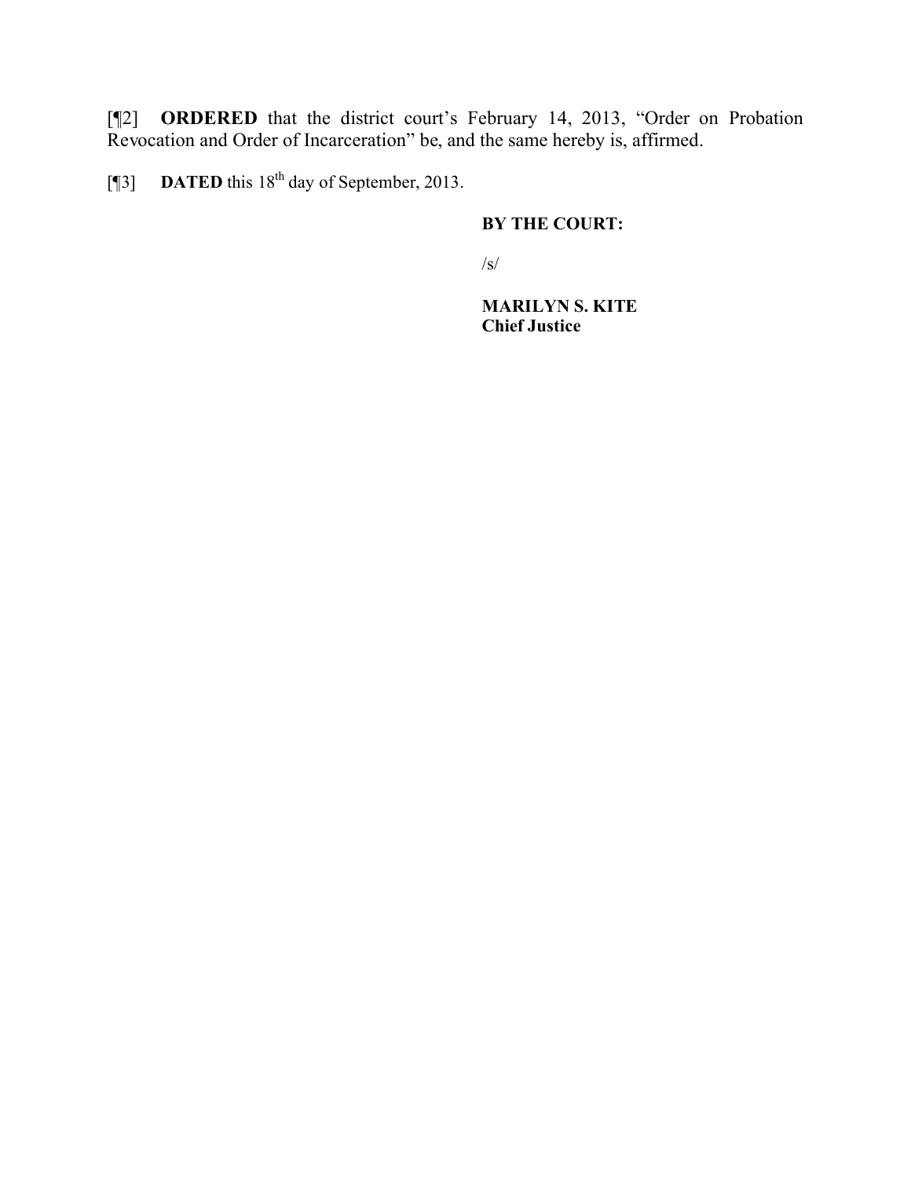[¶2] **ORDERED** that the district court's February 14, 2013, "Order on Probation Revocation and Order of Incarceration" be, and the same hereby is, affirmed.

[¶3] **DATED** this 18th day of September, 2013.

**BY THE COURT:**

/s/

**MARILYN S. KITE**
**Chief Justice**